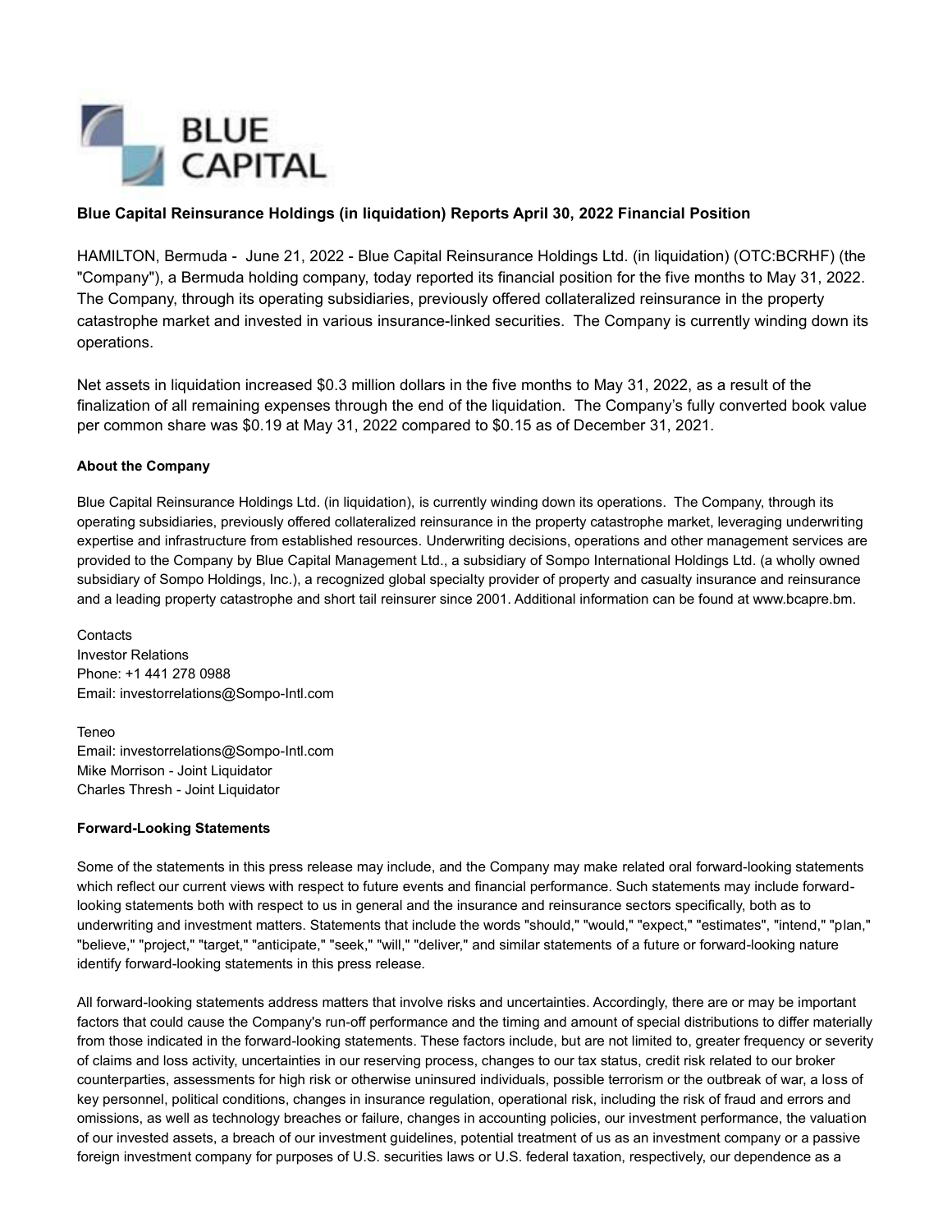BLUE CAPITAL

**Blue Capital Reinsurance Holdings (in liquidation) Reports April 30, 2022 Financial Position**

HAMILTON, Bermuda - June 21, 2022 - Blue Capital Reinsurance Holdings Ltd. (in liquidation) (OTC:BCRHF) (the "Company"), a Bermuda holding company, today reported its financial position for the five months to May 31, 2022. The Company, through its operating subsidiaries, previously offered collateralized reinsurance in the property catastrophe market and invested in various insurance-linked securities. The Company is currently winding down its operations.

Net assets in liquidation increased $0.3 million dollars in the five months to May 31, 2022, as a result of the finalization of all remaining expenses through the end of the liquidation. The Company's fully converted book value per common share was $0.19 at May 31, 2022 compared to $0.15 as of December 31, 2021.

**About the Company**

Blue Capital Reinsurance Holdings Ltd. (in liquidation), is currently winding down its operations. The Company, through its operating subsidiaries, previously offered collateralized reinsurance in the property catastrophe market, leveraging underwriting expertise and infrastructure from established resources. Underwriting decisions, operations and other management services are provided to the Company by Blue Capital Management Ltd., a subsidiary of Sompo International Holdings Ltd. (a wholly owned subsidiary of Sompo Holdings, Inc.), a recognized global specialty provider of property and casualty insurance and reinsurance and a leading property catastrophe and short tail reinsurer since 2001. Additional information can be found at www.bcapre.bm.

Contacts
Investor Relations
Phone: +1 441 278 0988
Email: investorrelations@Sompo-Intl.com

Teneo
Email: investorrelations@Sompo-Intl.com
Mike Morrison - Joint Liquidator
Charles Thresh - Joint Liquidator

**Forward-Looking Statements**

Some of the statements in this press release may include, and the Company may make related oral forward-looking statements which reflect our current views with respect to future events and financial performance. Such statements may include forward-looking statements both with respect to us in general and the insurance and reinsurance sectors specifically, both as to underwriting and investment matters. Statements that include the words "should," "would," "expect," "estimates", "intend," "plan," "believe," "project," "target," "anticipate," "seek," "will," "deliver," and similar statements of a future or forward-looking nature identify forward-looking statements in this press release.

All forward-looking statements address matters that involve risks and uncertainties. Accordingly, there are or may be important factors that could cause the Company's run-off performance and the timing and amount of special distributions to differ materially from those indicated in the forward-looking statements. These factors include, but are not limited to, greater frequency or severity of claims and loss activity, uncertainties in our reserving process, changes to our tax status, credit risk related to our broker counterparties, assessments for high risk or otherwise uninsured individuals, possible terrorism or the outbreak of war, a loss of key personnel, political conditions, changes in insurance regulation, operational risk, including the risk of fraud and errors and omissions, as well as technology breaches or failure, changes in accounting policies, our investment performance, the valuation of our invested assets, a breach of our investment guidelines, potential treatment of us as an investment company or a passive foreign investment company for purposes of U.S. securities laws or U.S. federal taxation, respectively, our dependence as a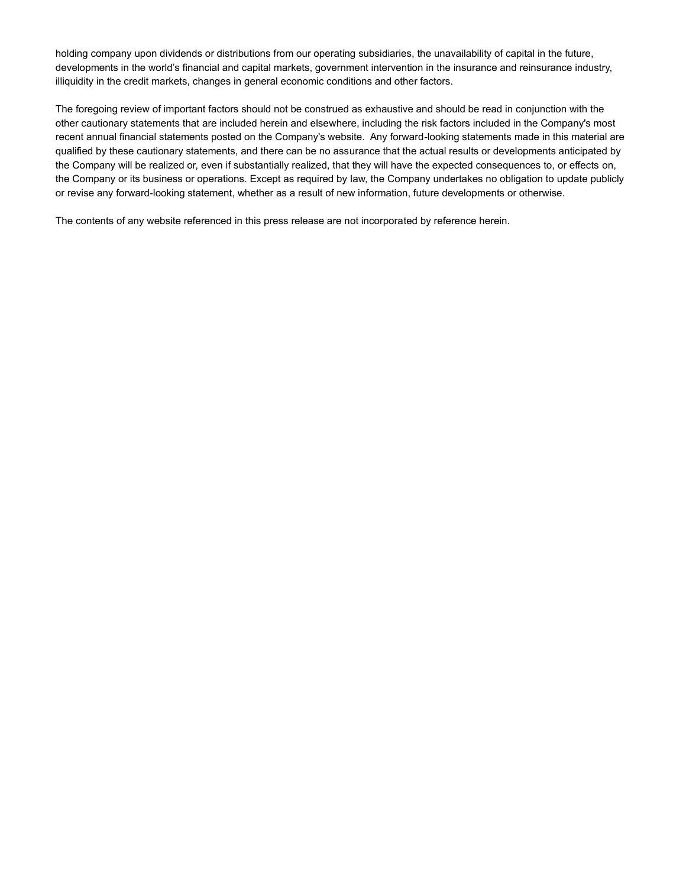holding company upon dividends or distributions from our operating subsidiaries, the unavailability of capital in the future, developments in the world's financial and capital markets, government intervention in the insurance and reinsurance industry, illiquidity in the credit markets, changes in general economic conditions and other factors.

The foregoing review of important factors should not be construed as exhaustive and should be read in conjunction with the other cautionary statements that are included herein and elsewhere, including the risk factors included in the Company's most recent annual financial statements posted on the Company's website. Any forward-looking statements made in this material are qualified by these cautionary statements, and there can be no assurance that the actual results or developments anticipated by the Company will be realized or, even if substantially realized, that they will have the expected consequences to, or effects on, the Company or its business or operations. Except as required by law, the Company undertakes no obligation to update publicly or revise any forward-looking statement, whether as a result of new information, future developments or otherwise.

The contents of any website referenced in this press release are not incorporated by reference herein.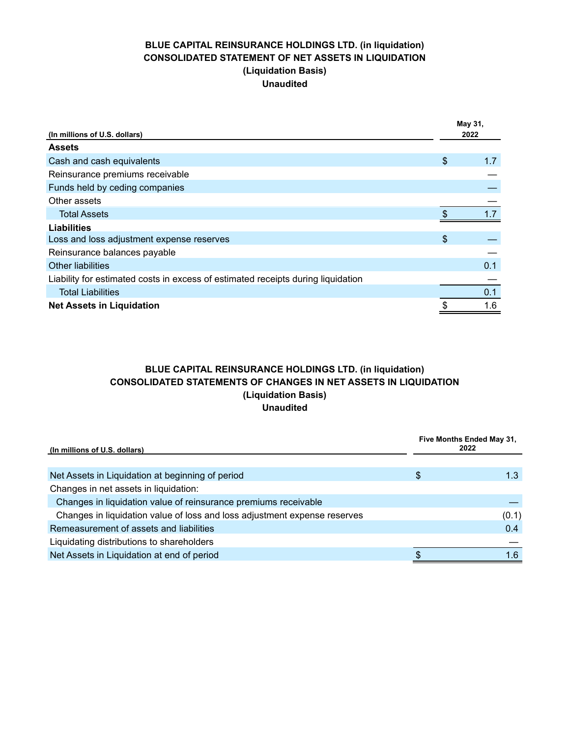**BLUE CAPITAL REINSURANCE HOLDINGS LTD. (in liquidation)**
**CONSOLIDATED STATEMENT OF NET ASSETS IN LIQUIDATION**
**(Liquidation Basis)**
**Unaudited**

| (In millions of U.S. dollars) | | May 31, 2022 |
|---|---|---|
| **Assets** | | |
| Cash and cash equivalents | $ | 1.7 |
| Reinsurance premiums receivable | | — |
| Funds held by ceding companies | | — |
| Other assets | | — |
| Total Assets | $ | 1.7 |
| **Liabilities** | | |
| Loss and loss adjustment expense reserves | $ | — |
| Reinsurance balances payable | | — |
| Other liabilities | | 0.1 |
| Liability for estimated costs in excess of estimated receipts during liquidation | | — |
| Total Liabilities | | 0.1 |
| **Net Assets in Liquidation** | $ | 1.6 |

**BLUE CAPITAL REINSURANCE HOLDINGS LTD. (in liquidation)**
**CONSOLIDATED STATEMENTS OF CHANGES IN NET ASSETS IN LIQUIDATION**
**(Liquidation Basis)**
**Unaudited**

| (In millions of U.S. dollars) | | Five Months Ended May 31, 2022 |
|---|---|---|
| Net Assets in Liquidation at beginning of period | $ | 1.3 |
| Changes in net assets in liquidation: | | |
| Changes in liquidation value of reinsurance premiums receivable | | — |
| Changes in liquidation value of loss and loss adjustment expense reserves | | (0.1) |
| Remeasurement of assets and liabilities | | 0.4 |
| Liquidating distributions to shareholders | | — |
| Net Assets in Liquidation at end of period | $ | 1.6 |